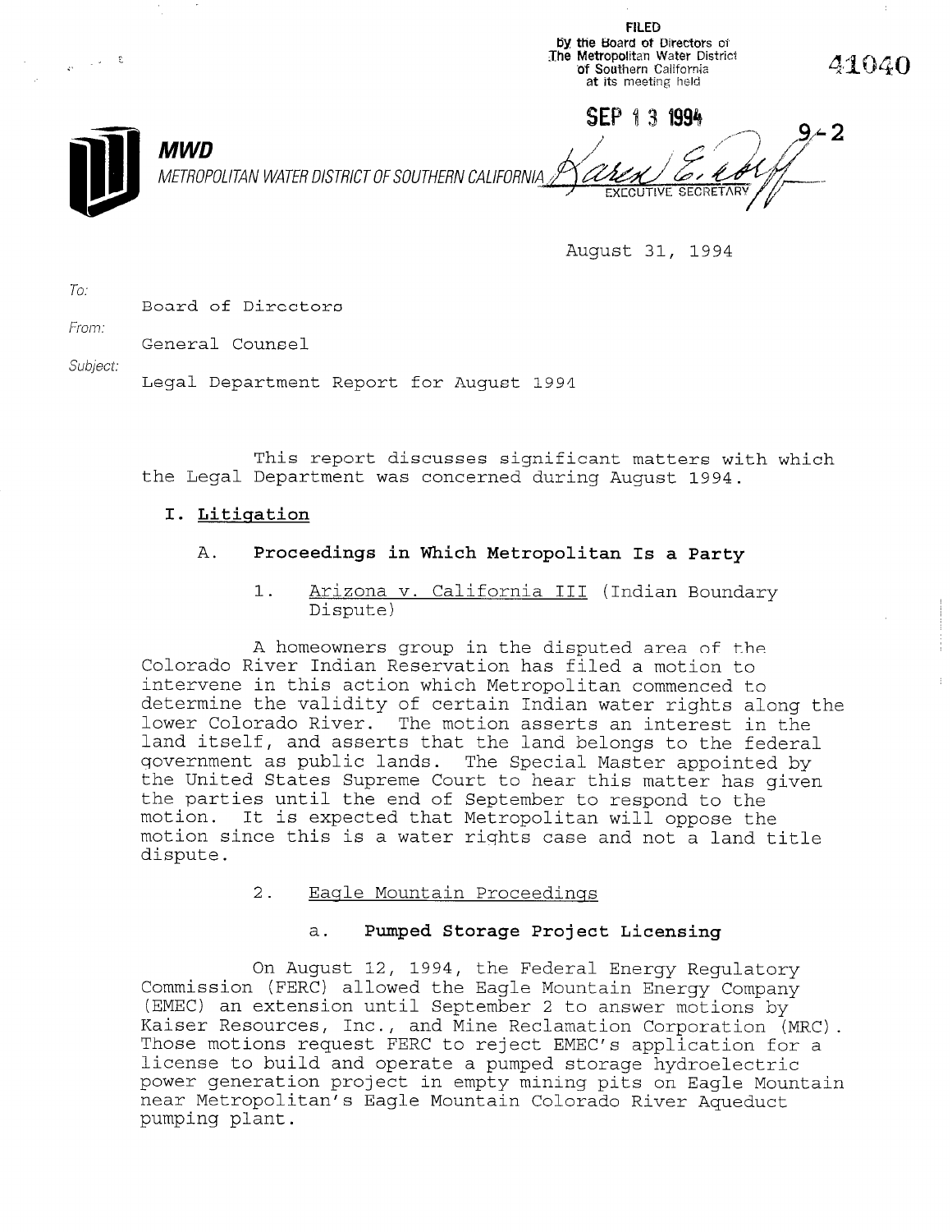FILED
by the Board of Directors of
The Metropolitan Water District
of Southern California
at its meeting held

SEP 13 1994

EXECUTIVE SECRETARY

41040

9-2

**MWD**
*METROPOLITAN WATER DISTRICT OF SOUTHERN CALIFORNIA*

August 31, 1994

*To:* Board of Directors

*From:* General Counsel

*Subject:* Legal Department Report for August 1994

This report discusses significant matters with which the Legal Department was concerned during August 1994.

## I. Litigation

### A. Proceedings in Which Metropolitan Is a Party

#### 1. Arizona v. California III (Indian Boundary Dispute)

A homeowners group in the disputed area of the Colorado River Indian Reservation has filed a motion to intervene in this action which Metropolitan commenced to determine the validity of certain Indian water rights along the lower Colorado River. The motion asserts an interest in the land itself, and asserts that the land belongs to the federal government as public lands. The Special Master appointed by the United States Supreme Court to hear this matter has given the parties until the end of September to respond to the motion. It is expected that Metropolitan will oppose the motion since this is a water rights case and not a land title dispute.

#### 2. Eagle Mountain Proceedings

##### a. Pumped Storage Project Licensing

On August 12, 1994, the Federal Energy Regulatory Commission (FERC) allowed the Eagle Mountain Energy Company (EMEC) an extension until September 2 to answer motions by Kaiser Resources, Inc., and Mine Reclamation Corporation (MRC). Those motions request FERC to reject EMEC's application for a license to build and operate a pumped storage hydroelectric power generation project in empty mining pits on Eagle Mountain near Metropolitan's Eagle Mountain Colorado River Aqueduct pumping plant.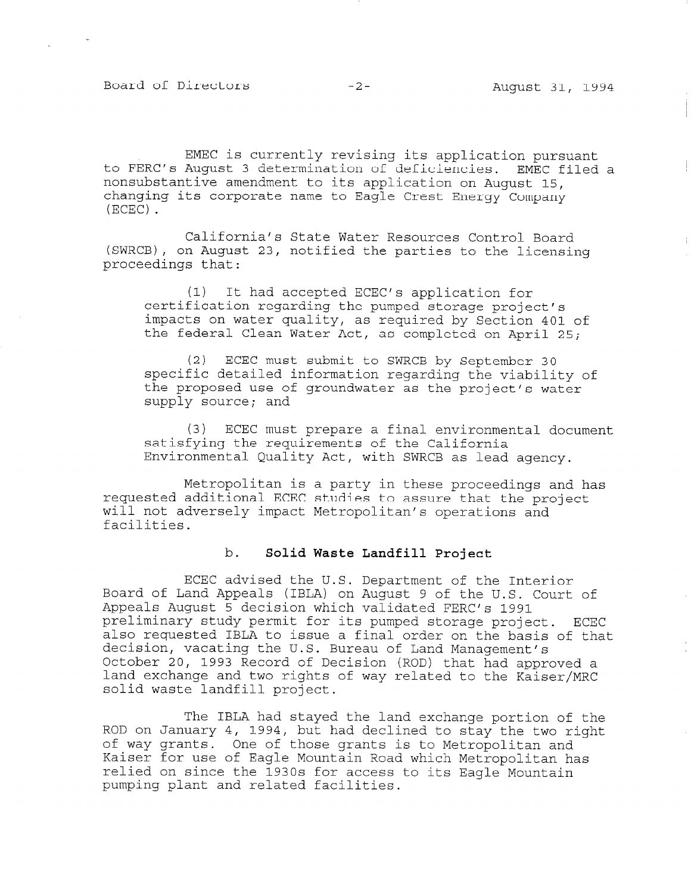EMEC is currently revising its application pursuant to FERC's August 3 determination of deficiencies. EMEC filed a nonsubstantive amendment to its application on August 15, changing its corporate name to Eagle Crest Energy Company (ECEC).

California's State Water Resources Control Board (SWRCB), on August 23, notified the parties to the licensing proceedings that:

(1) It had accepted ECEC's application for certification regarding the pumped storage project's impacts on water quality, as required by Section 401 of the federal Clean Water Act, as completed on April 25;

(2) ECEC must submit to SWRCB by September 30 specific detailed information regarding the viability of the proposed use of groundwater as the project's water supply source; and

(3) ECEC must prepare a final environmental document satisfying the requirements of the California Environmental Quality Act, with SWRCB as lead agency.

Metropolitan is a party in these proceedings and has requested additional ECEC studies to assure that the project will not adversely impact Metropolitan's operations and facilities.

### b. **Solid Waste Landfill Project**

ECEC advised the U.S. Department of the Interior Board of Land Appeals (IBLA) on August 9 of the U.S. Court of Appeals August 5 decision which validated FERC's 1991 preliminary study permit for its pumped storage project. ECEC also requested IBLA to issue a final order on the basis of that decision, vacating the U.S. Bureau of Land Management's October 20, 1993 Record of Decision (ROD) that had approved a land exchange and two rights of way related to the Kaiser/MRC solid waste landfill project.

The IBLA had stayed the land exchange portion of the ROD on January 4, 1994, but had declined to stay the two right of way grants. One of those grants is to Metropolitan and Kaiser for use of Eagle Mountain Road which Metropolitan has relied on since the 1930s for access to its Eagle Mountain pumping plant and related facilities.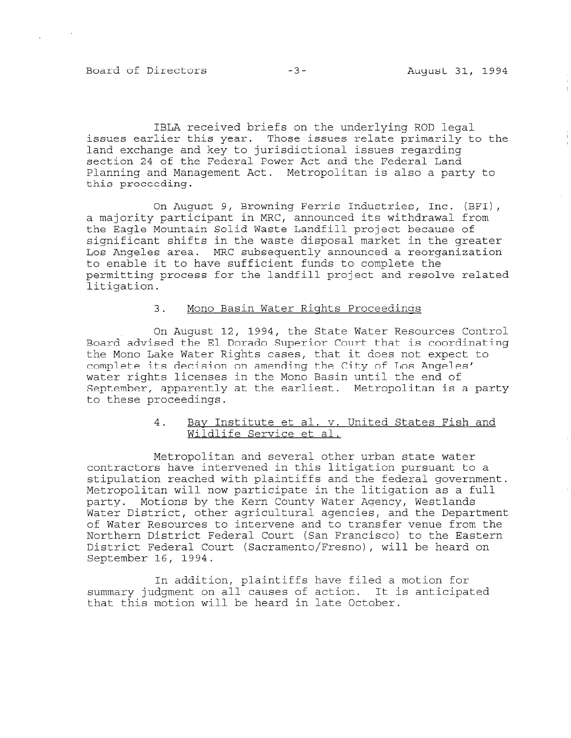IBLA received briefs on the underlying ROD legal issues earlier this year. Those issues relate primarily to the land exchange and key to jurisdictional issues regarding section 24 of the Federal Power Act and the Federal Land Planning and Management Act. Metropolitan is also a party to this proceeding.

On August 9, Browning Ferris Industries, Inc. (BFI), a majority participant in MRC, announced its withdrawal from the Eagle Mountain Solid Waste Landfill project because of significant shifts in the waste disposal market in the greater Los Angeles area. MRC subsequently announced a reorganization to enable it to have sufficient funds to complete the permitting process for the landfill project and resolve related litigation.

3. Mono Basin Water Rights Proceedings

On August 12, 1994, the State Water Resources Control Board advised the El Dorado Superior Court that is coordinating the Mono Lake Water Rights cases, that it does not expect to complete its decision on amending the City of Los Angeles' water rights licenses in the Mono Basin until the end of September, apparently at the earliest. Metropolitan is a party to these proceedings.

4. Bay Institute et al. v. United States Fish and Wildlife Service et al.

Metropolitan and several other urban state water contractors have intervened in this litigation pursuant to a stipulation reached with plaintiffs and the federal government. Metropolitan will now participate in the litigation as a full party. Motions by the Kern County Water Agency, Westlands Water District, other agricultural agencies, and the Department of Water Resources to intervene and to transfer venue from the Northern District Federal Court (San Francisco) to the Eastern District Federal Court (Sacramento/Fresno), will be heard on September 16, 1994.

In addition, plaintiffs have filed a motion for summary judgment on all causes of action. It is anticipated that this motion will be heard in late October.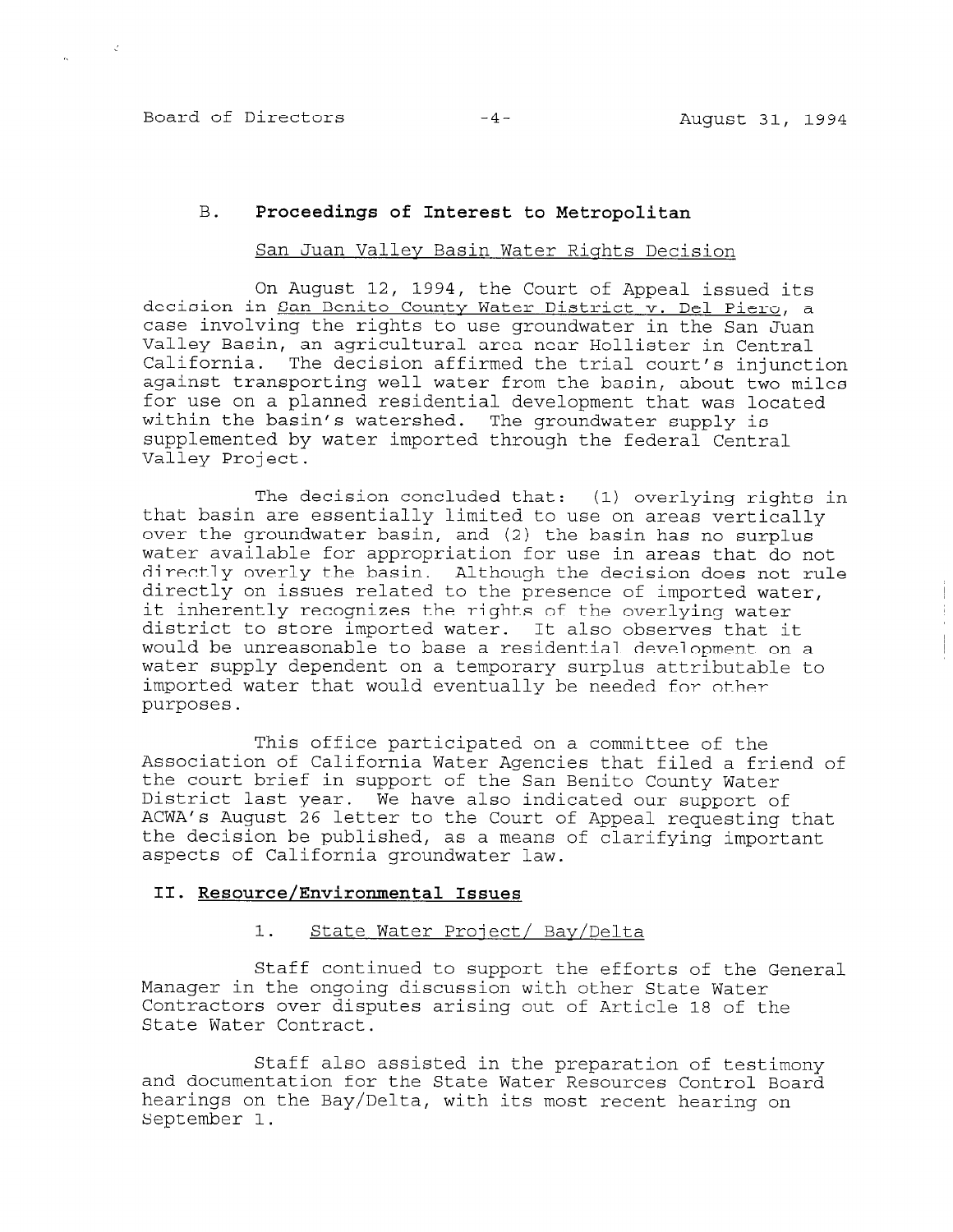## B. Proceedings of Interest to Metropolitan

San Juan Valley Basin Water Rights Decision

On August 12, 1994, the Court of Appeal issued its decision in San Benito County Water District v. Del Piero, a case involving the rights to use groundwater in the San Juan Valley Basin, an agricultural area near Hollister in Central California. The decision affirmed the trial court's injunction against transporting well water from the basin, about two miles for use on a planned residential development that was located within the basin's watershed. The groundwater supply is supplemented by water imported through the federal Central Valley Project.

The decision concluded that: (1) overlying rights in that basin are essentially limited to use on areas vertically over the groundwater basin, and (2) the basin has no surplus water available for appropriation for use in areas that do not directly overly the basin. Although the decision does not rule directly on issues related to the presence of imported water, it inherently recognizes the rights of the overlying water district to store imported water. It also observes that it would be unreasonable to base a residential development on a water supply dependent on a temporary surplus attributable to imported water that would eventually be needed for other purposes.

This office participated on a committee of the Association of California Water Agencies that filed a friend of the court brief in support of the San Benito County Water District last year. We have also indicated our support of ACWA's August 26 letter to the Court of Appeal requesting that the decision be published, as a means of clarifying important aspects of California groundwater law.

## II. Resource/Environmental Issues

1. State Water Project/ Bay/Delta

Staff continued to support the efforts of the General Manager in the ongoing discussion with other State Water Contractors over disputes arising out of Article 18 of the State Water Contract.

Staff also assisted in the preparation of testimony and documentation for the State Water Resources Control Board hearings on the Bay/Delta, with its most recent hearing on September 1.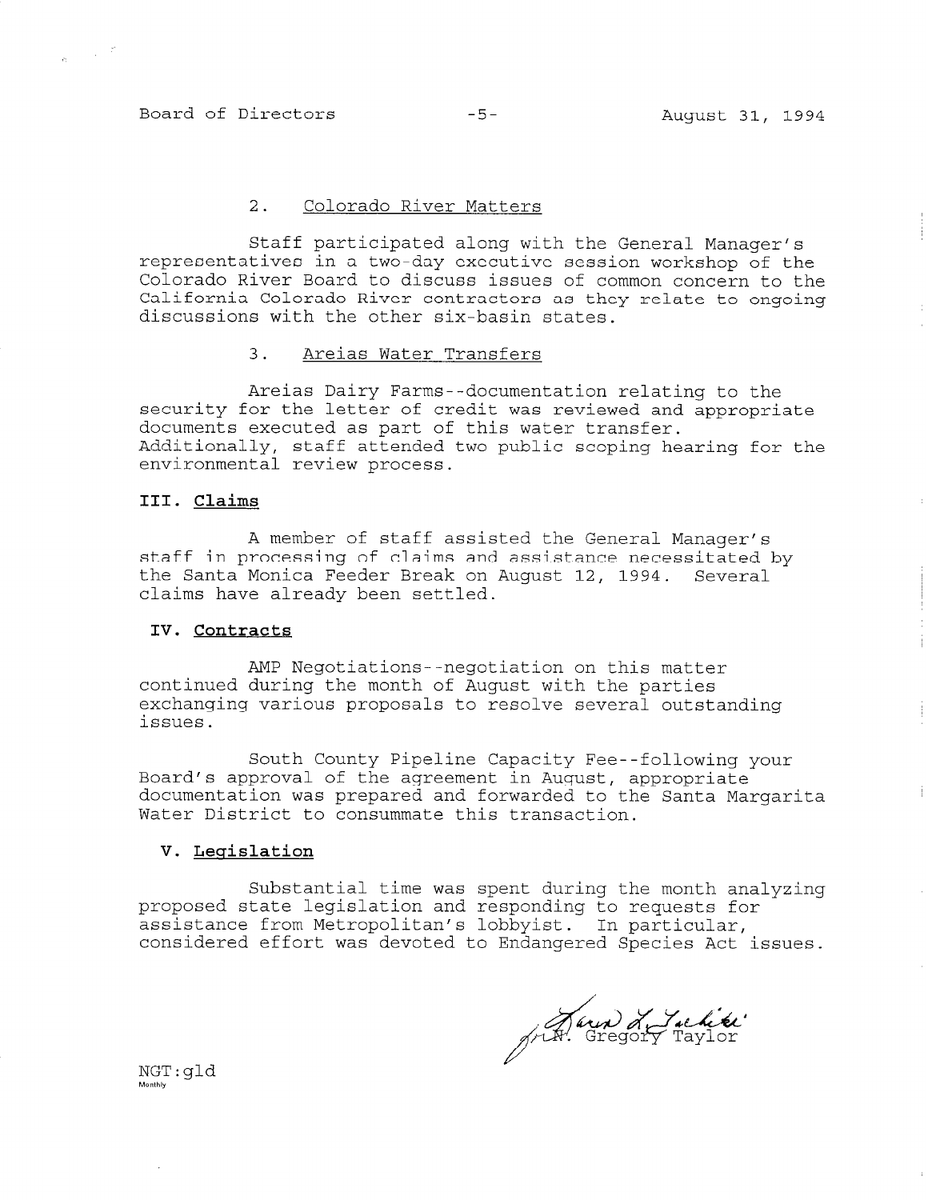2. Colorado River Matters

Staff participated along with the General Manager's representatives in a two-day executive session workshop of the Colorado River Board to discuss issues of common concern to the California Colorado River contractors as they relate to ongoing discussions with the other six-basin states.

3. Areias Water Transfers

Areias Dairy Farms--documentation relating to the security for the letter of credit was reviewed and appropriate documents executed as part of this water transfer. Additionally, staff attended two public scoping hearing for the environmental review process.

## III. Claims

A member of staff assisted the General Manager's staff in processing of claims and assistance necessitated by the Santa Monica Feeder Break on August 12, 1994. Several claims have already been settled.

## IV. Contracts

AMP Negotiations--negotiation on this matter continued during the month of August with the parties exchanging various proposals to resolve several outstanding issues.

South County Pipeline Capacity Fee--following your Board's approval of the agreement in August, appropriate documentation was prepared and forwarded to the Santa Margarita Water District to consummate this transaction.

## V. Legislation

Substantial time was spent during the month analyzing proposed state legislation and responding to requests for assistance from Metropolitan's lobbyist. In particular, considered effort was devoted to Endangered Species Act issues.

for N. Gregory Taylor

NGT:gld

Monthly